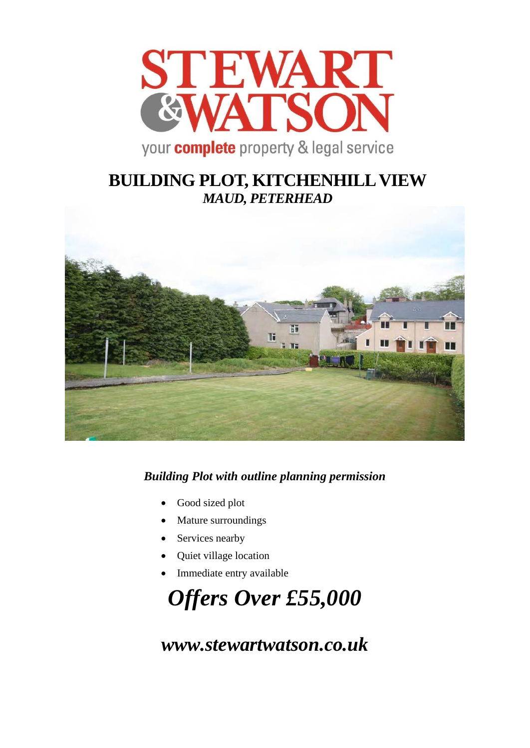STEWART & WATSON

your **complete** property & legal service

# BUILDING PLOT, KITCHENHILL VIEW

## *MAUD, PETERHEAD*

***Building Plot with outline planning permission***

- Good sized plot
- Mature surroundings
- Services nearby
- Quiet village location
- Immediate entry available

# *Offers Over £55,000*

## *www.stewartwatson.co.uk*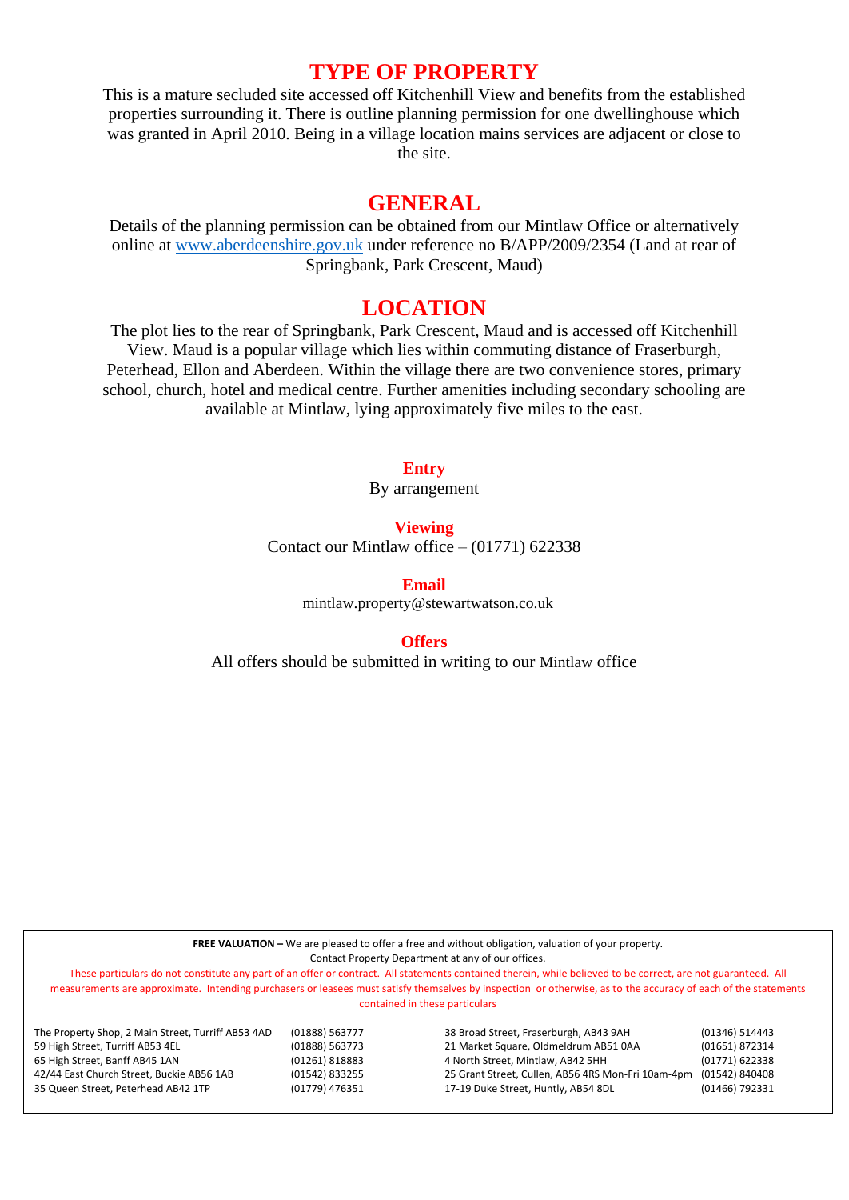# TYPE OF PROPERTY

This is a mature secluded site accessed off Kitchenhill View and benefits from the established properties surrounding it. There is outline planning permission for one dwellinghouse which was granted in April 2010. Being in a village location mains services are adjacent or close to the site.

# GENERAL

Details of the planning permission can be obtained from our Mintlaw Office or alternatively online at www.aberdeenshire.gov.uk under reference no B/APP/2009/2354 (Land at rear of Springbank, Park Crescent, Maud)

# LOCATION

The plot lies to the rear of Springbank, Park Crescent, Maud and is accessed off Kitchenhill View. Maud is a popular village which lies within commuting distance of Fraserburgh, Peterhead, Ellon and Aberdeen. Within the village there are two convenience stores, primary school, church, hotel and medical centre. Further amenities including secondary schooling are available at Mintlaw, lying approximately five miles to the east.

**Entry**

By arrangement

**Viewing**

Contact our Mintlaw office – (01771) 622338

**Email**

mintlaw.property@stewartwatson.co.uk

**Offers**

All offers should be submitted in writing to our Mintlaw office

**FREE VALUATION –** We are pleased to offer a free and without obligation, valuation of your property.
Contact Property Department at any of our offices.

These particulars do not constitute any part of an offer or contract. All statements contained therein, while believed to be correct, are not guaranteed. All measurements are approximate. Intending purchasers or leasees must satisfy themselves by inspection or otherwise, as to the accuracy of each of the statements contained in these particulars

| | | | |
|---|---|---|---|
| The Property Shop, 2 Main Street, Turriff AB53 4AD | (01888) 563777 | 38 Broad Street, Fraserburgh, AB43 9AH | (01346) 514443 |
| 59 High Street, Turriff AB53 4EL | (01888) 563773 | 21 Market Square, Oldmeldrum AB51 0AA | (01651) 872314 |
| 65 High Street, Banff AB45 1AN | (01261) 818883 | 4 North Street, Mintlaw, AB42 5HH | (01771) 622338 |
| 42/44 East Church Street, Buckie AB56 1AB | (01542) 833255 | 25 Grant Street, Cullen, AB56 4RS Mon-Fri 10am-4pm | (01542) 840408 |
| 35 Queen Street, Peterhead AB42 1TP | (01779) 476351 | 17-19 Duke Street, Huntly, AB54 8DL | (01466) 792331 |